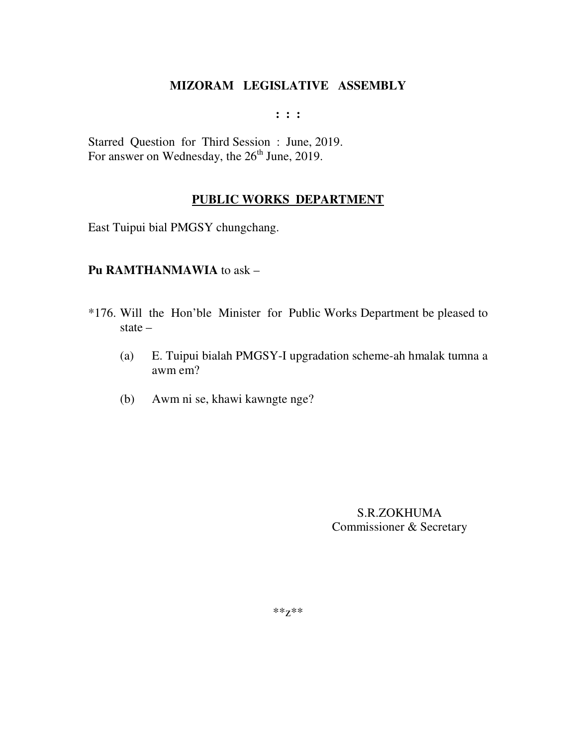# MIZORAM LEGISLATIVE ASSEMBLY

: : :

Starred Question for Third Session : June, 2019.
For answer on Wednesday, the 26th June, 2019.

## PUBLIC WORKS DEPARTMENT

East Tuipui bial PMGSY chungchang.

**Pu RAMTHANMAWIA** to ask –

*176. Will the Hon'ble Minister for Public Works Department be pleased to state –

(a) E. Tuipui bialah PMGSY-I upgradation scheme-ah hmalak tumna a awm em?

(b) Awm ni se, khawi kawngte nge?

S.R.ZOKHUMA
Commissioner & Secretary

**z**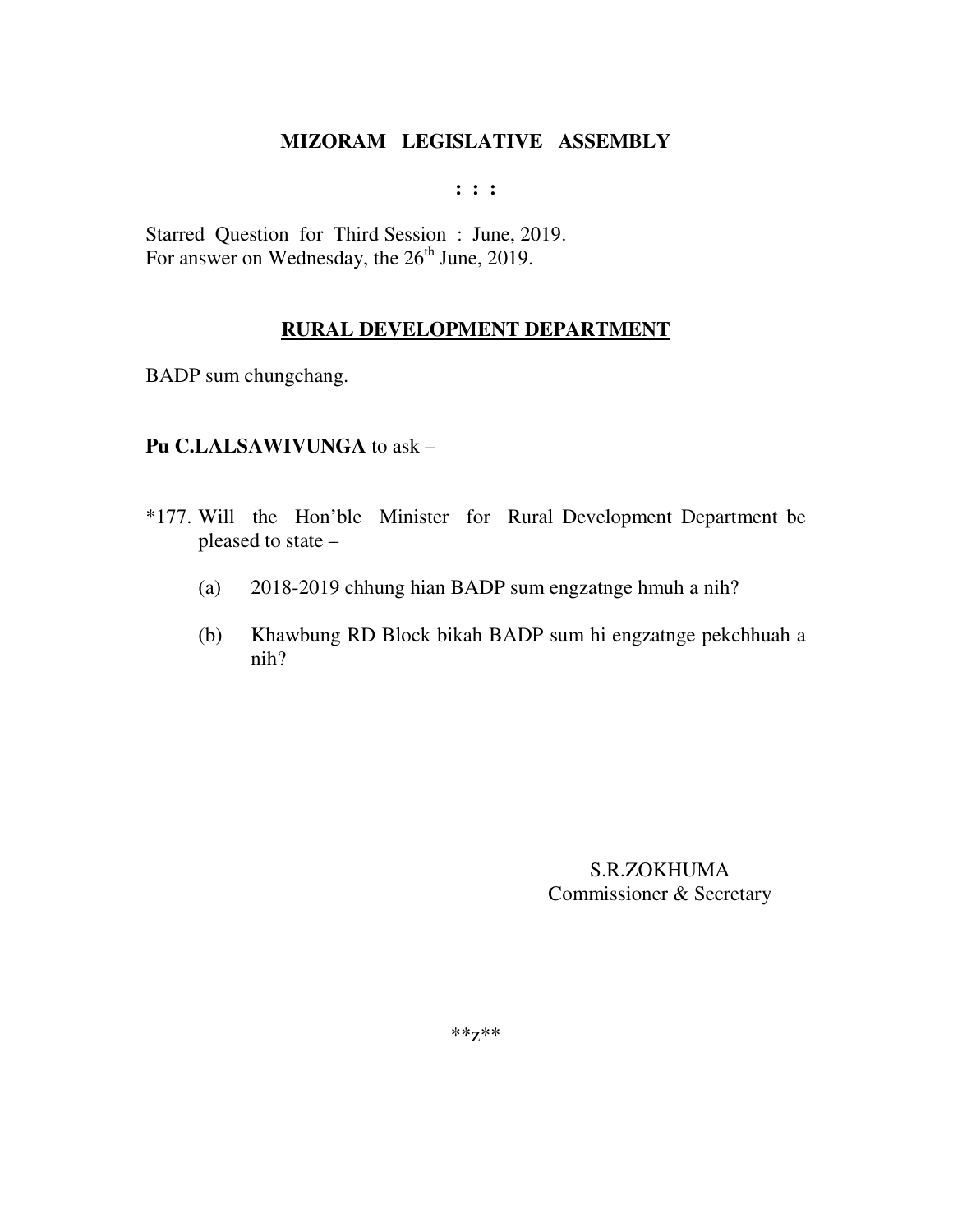# MIZORAM LEGISLATIVE ASSEMBLY

: : :

Starred Question for Third Session : June, 2019.
For answer on Wednesday, the 26th June, 2019.

## RURAL DEVELOPMENT DEPARTMENT

BADP sum chungchang.

**Pu C.LALSAWIVUNGA** to ask –

*177. Will the Hon'ble Minister for Rural Development Department be pleased to state –

(a) 2018-2019 chhung hian BADP sum engzatnge hmuh a nih?

(b) Khawbung RD Block bikah BADP sum hi engzatnge pekchhuah a nih?

S.R.ZOKHUMA
Commissioner & Secretary

**z**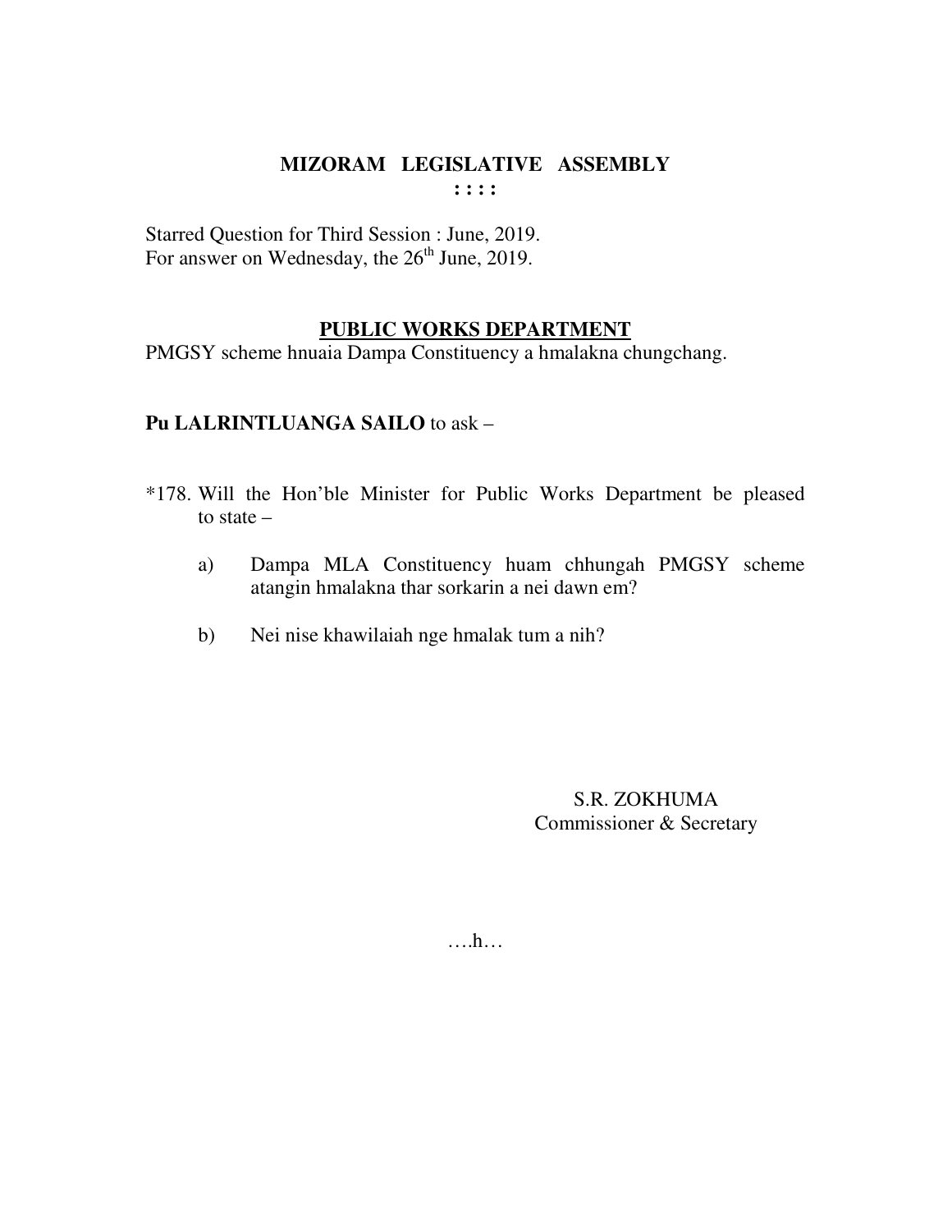# MIZORAM LEGISLATIVE ASSEMBLY

**: : : :**

Starred Question for Third Session : June, 2019.
For answer on Wednesday, the 26th June, 2019.

## PUBLIC WORKS DEPARTMENT

PMGSY scheme hnuaia Dampa Constituency a hmalakna chungchang.

**Pu LALRINTLUANGA SAILO** to ask –

*178. Will the Hon'ble Minister for Public Works Department be pleased to state –

a) Dampa MLA Constituency huam chhungah PMGSY scheme atangin hmalakna thar sorkarin a nei dawn em?

b) Nei nise khawilaiah nge hmalak tum a nih?

S.R. ZOKHUMA
Commissioner & Secretary

….h…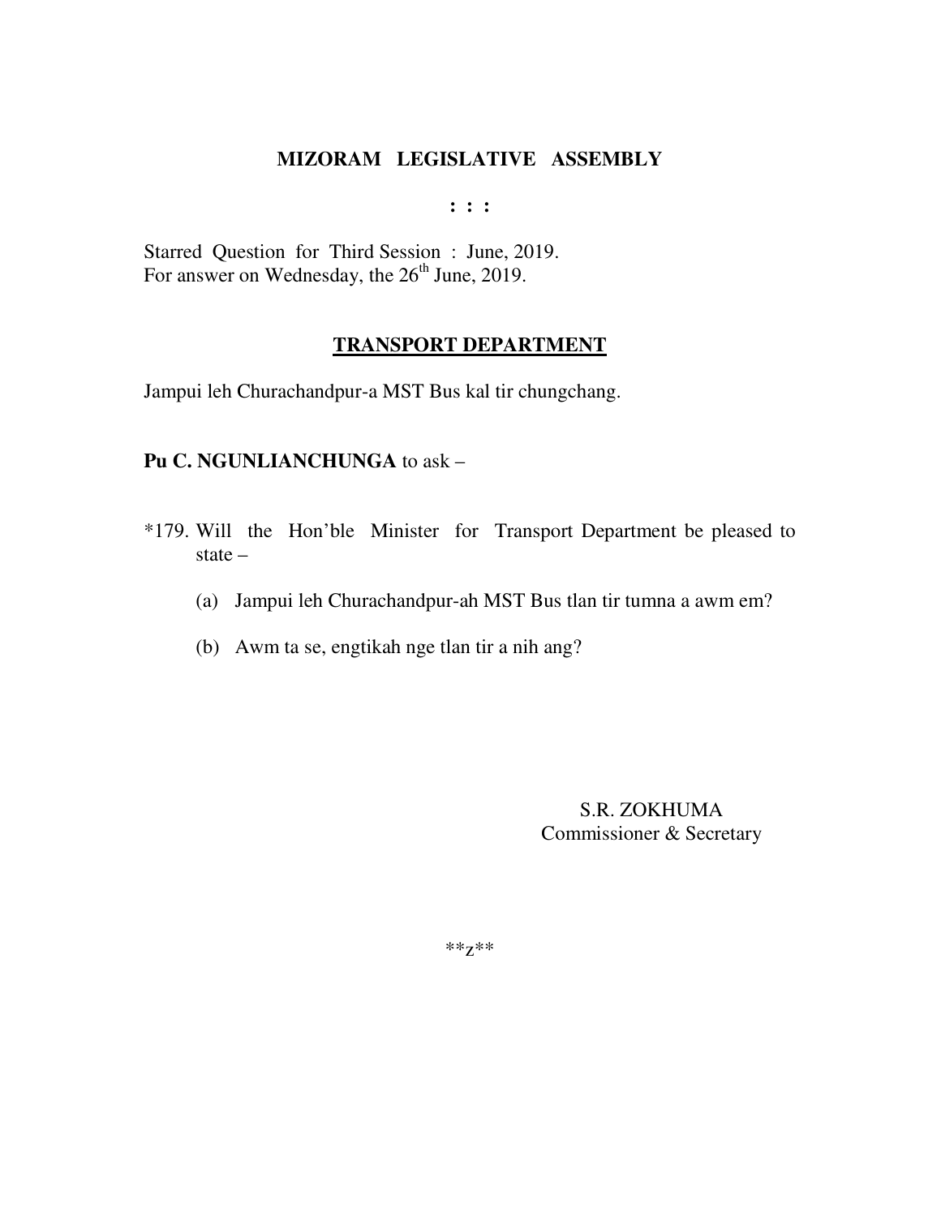**MIZORAM LEGISLATIVE ASSEMBLY**

**: : :**

Starred Question for Third Session : June, 2019.
For answer on Wednesday, the 26th June, 2019.

**TRANSPORT DEPARTMENT**

Jampui leh Churachandpur-a MST Bus kal tir chungchang.

**Pu C. NGUNLIANCHUNGA** to ask –

*179. Will the Hon'ble Minister for Transport Department be pleased to state –

(a) Jampui leh Churachandpur-ah MST Bus tlan tir tumna a awm em?

(b) Awm ta se, engtikah nge tlan tir a nih ang?

S.R. ZOKHUMA
Commissioner & Secretary

**z**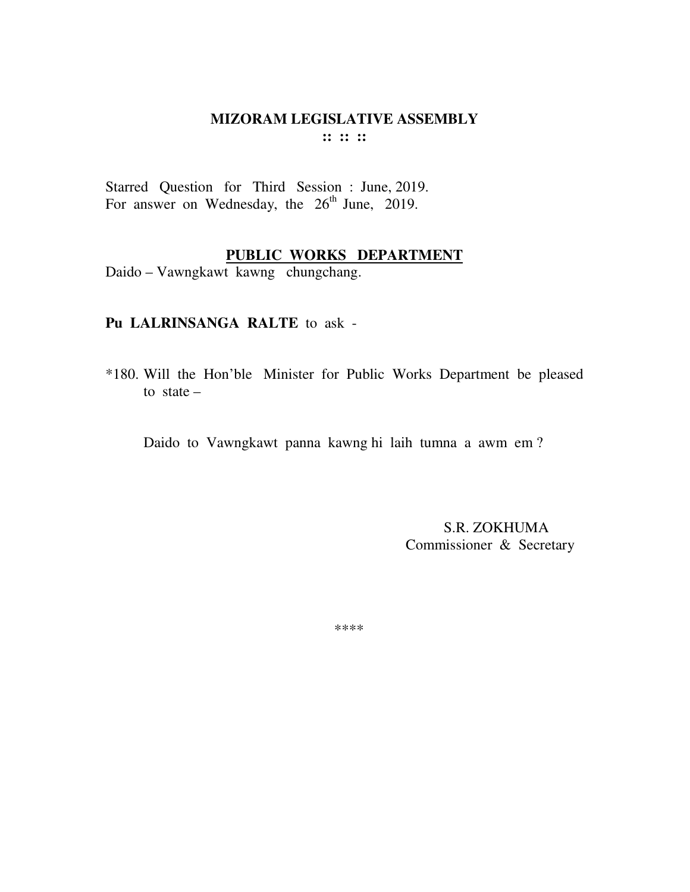# MIZORAM LEGISLATIVE ASSEMBLY

**:: :: ::**

Starred Question for Third Session : June, 2019.
For answer on Wednesday, the 26th June, 2019.

## PUBLIC WORKS DEPARTMENT

Daido – Vawngkawt kawng chungchang.

**Pu LALRINSANGA RALTE** to ask -

*180. Will the Hon'ble Minister for Public Works Department be pleased to state –

Daido to Vawngkawt panna kawng hi laih tumna a awm em ?

S.R. ZOKHUMA
Commissioner & Secretary

****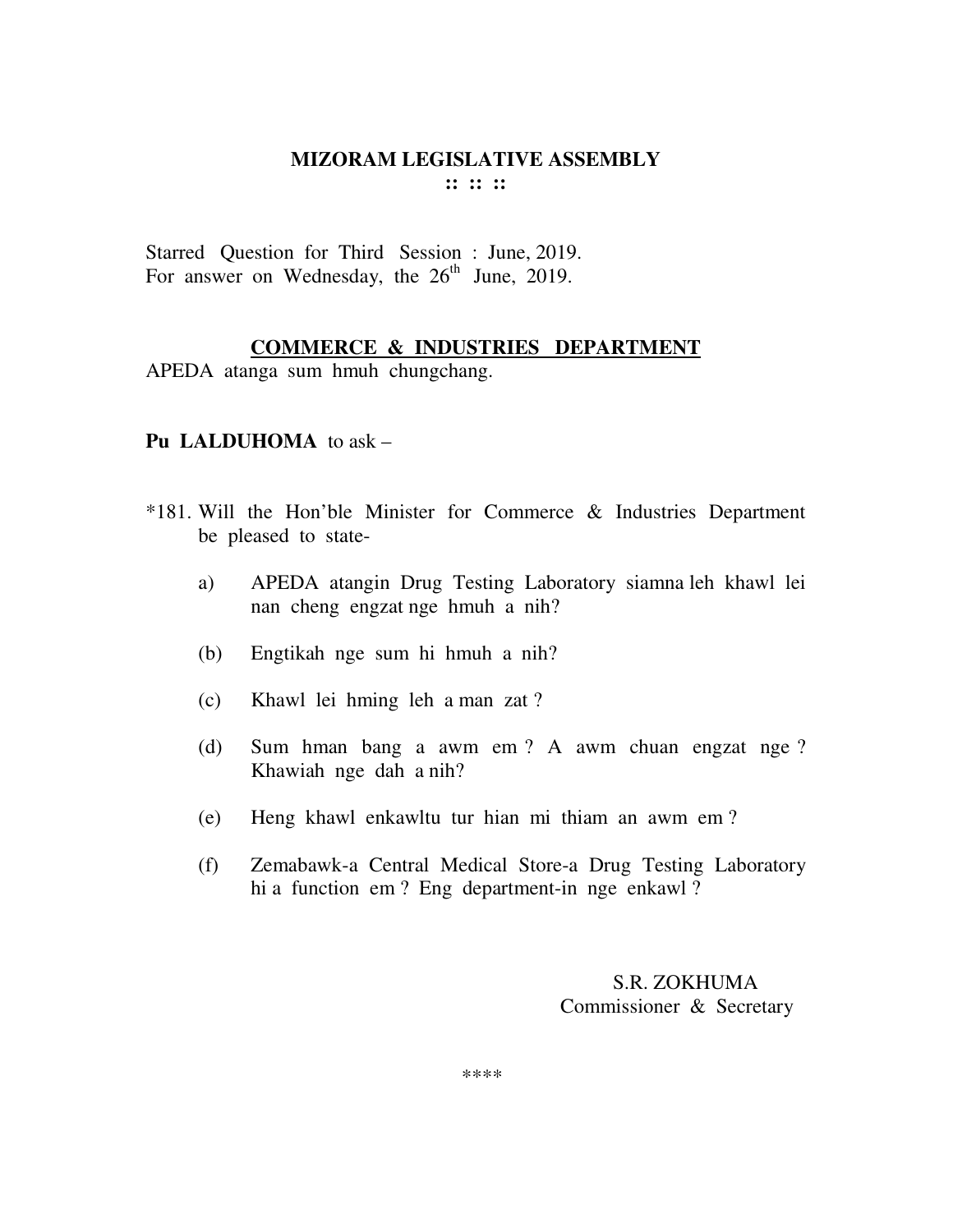# MIZORAM LEGISLATIVE ASSEMBLY

:: :: ::

Starred Question for Third Session : June, 2019.
For answer on Wednesday, the 26th June, 2019.

## COMMERCE & INDUSTRIES DEPARTMENT

APEDA atanga sum hmuh chungchang.

**Pu LALDUHOMA** to ask –

*181. Will the Hon'ble Minister for Commerce & Industries Department be pleased to state-

a) APEDA atangin Drug Testing Laboratory siamna leh khawl lei nan cheng engzat nge hmuh a nih?

(b) Engtikah nge sum hi hmuh a nih?

(c) Khawl lei hming leh a man zat ?

(d) Sum hman bang a awm em ? A awm chuan engzat nge ? Khawiah nge dah a nih?

(e) Heng khawl enkawltu tur hian mi thiam an awm em ?

(f) Zemabawk-a Central Medical Store-a Drug Testing Laboratory hi a function em ? Eng department-in nge enkawl ?

S.R. ZOKHUMA
Commissioner & Secretary

****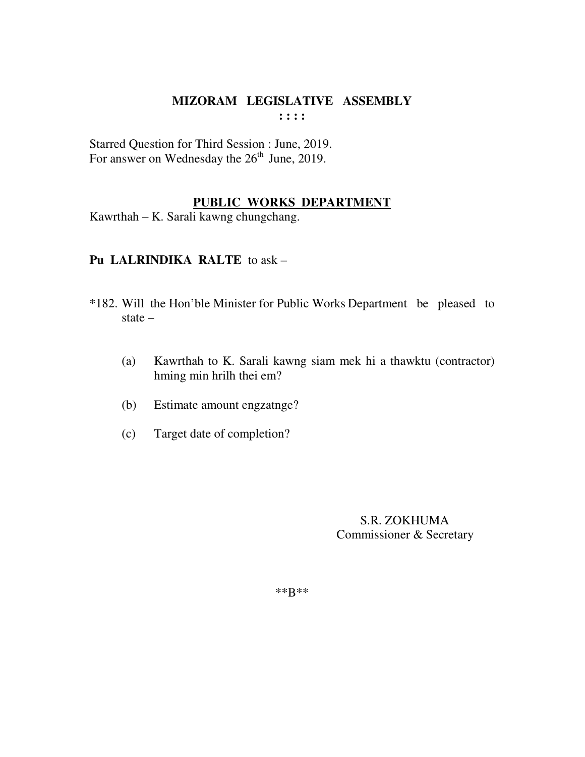# MIZORAM LEGISLATIVE ASSEMBLY

**: : : :**

Starred Question for Third Session : June, 2019.
For answer on Wednesday the 26th June, 2019.

## PUBLIC WORKS DEPARTMENT

Kawrthah – K. Sarali kawng chungchang.

**Pu LALRINDIKA RALTE** to ask –

*182. Will the Hon'ble Minister for Public Works Department be pleased to state –

(a) Kawrthah to K. Sarali kawng siam mek hi a thawktu (contractor) hming min hrilh thei em?

(b) Estimate amount engzatnge?

(c) Target date of completion?

S.R. ZOKHUMA
Commissioner & Secretary

**B**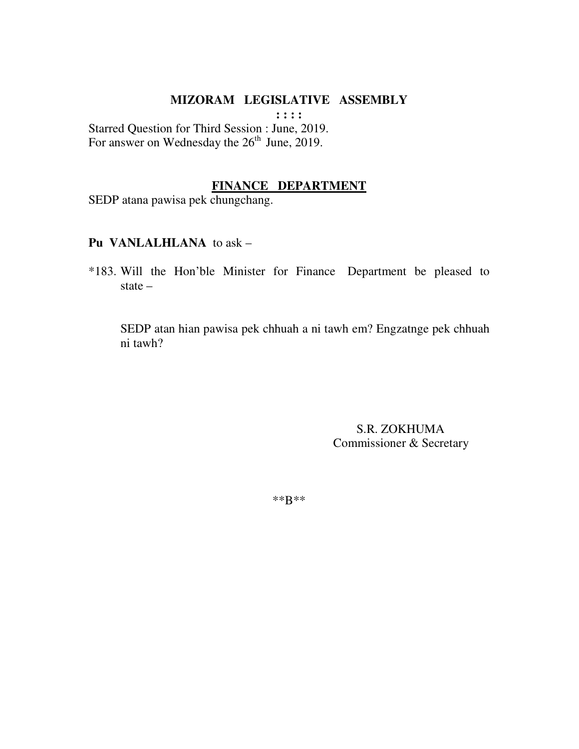**MIZORAM LEGISLATIVE ASSEMBLY**

**: : : :**

Starred Question for Third Session : June, 2019.
For answer on Wednesday the 26th June, 2019.

**FINANCE DEPARTMENT**

SEDP atana pawisa pek chungchang.

**Pu VANLALHLANA** to ask –

*183. Will the Hon'ble Minister for Finance Department be pleased to state –

SEDP atan hian pawisa pek chhuah a ni tawh em? Engzatnge pek chhuah ni tawh?

S.R. ZOKHUMA
Commissioner & Secretary

**B**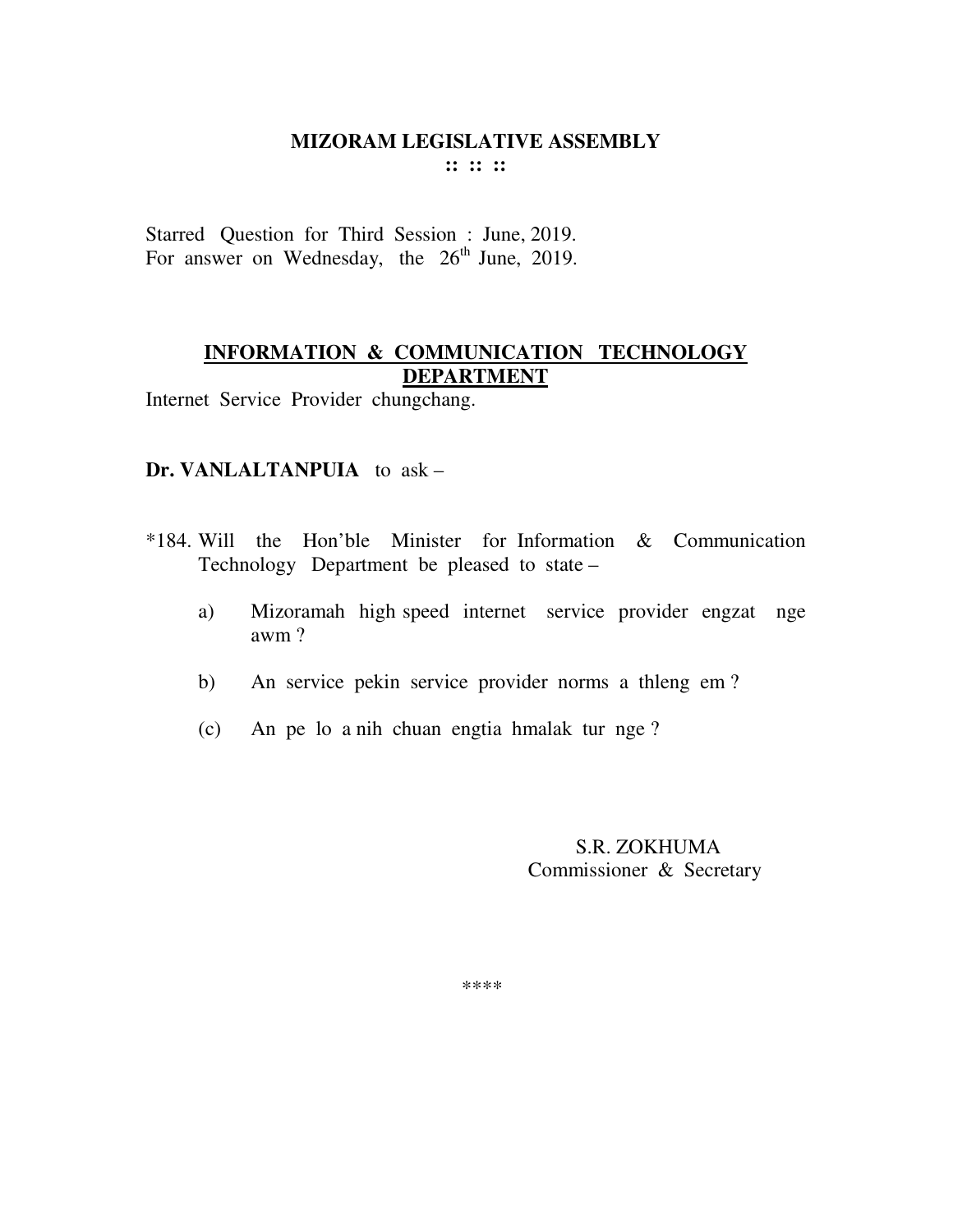# MIZORAM LEGISLATIVE ASSEMBLY

:: :: ::

Starred Question for Third Session : June, 2019.
For answer on Wednesday, the 26th June, 2019.

## INFORMATION & COMMUNICATION TECHNOLOGY DEPARTMENT

Internet Service Provider chungchang.

**Dr. VANLALTANPUIA** to ask –

*184. Will the Hon'ble Minister for Information & Communication Technology Department be pleased to state –

a) Mizoramah high speed internet service provider engzat nge awm ?

b) An service pekin service provider norms a thleng em ?

(c) An pe lo a nih chuan engtia hmalak tur nge ?

S.R. ZOKHUMA
Commissioner & Secretary

****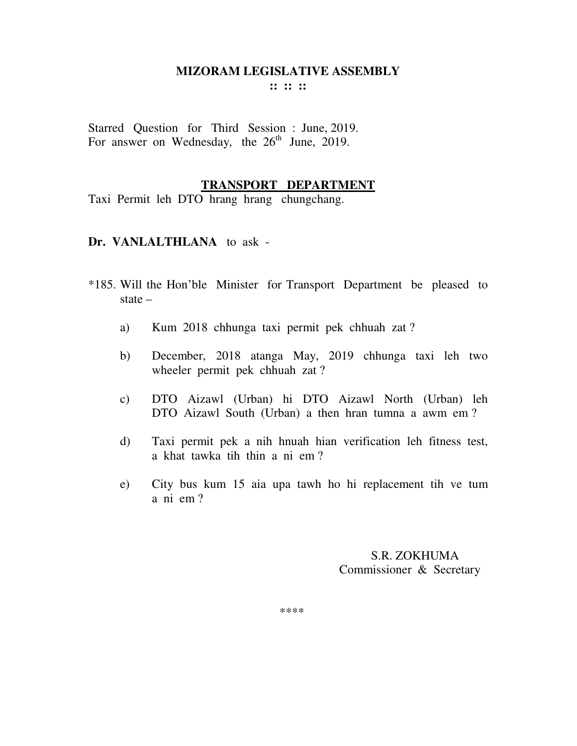# MIZORAM LEGISLATIVE ASSEMBLY

**:: :: ::**

Starred Question for Third Session : June, 2019.
For answer on Wednesday, the 26th June, 2019.

## TRANSPORT DEPARTMENT

Taxi Permit leh DTO hrang hrang chungchang.

**Dr. VANLALTHLANA** to ask -

*185. Will the Hon'ble Minister for Transport Department be pleased to state –

a) Kum 2018 chhunga taxi permit pek chhuah zat ?

b) December, 2018 atanga May, 2019 chhunga taxi leh two wheeler permit pek chhuah zat ?

c) DTO Aizawl (Urban) hi DTO Aizawl North (Urban) leh DTO Aizawl South (Urban) a then hran tumna a awm em ?

d) Taxi permit pek a nih hnuah hian verification leh fitness test, a khat tawka tih thin a ni em ?

e) City bus kum 15 aia upa tawh ho hi replacement tih ve tum a ni em ?

S.R. ZOKHUMA
Commissioner & Secretary

****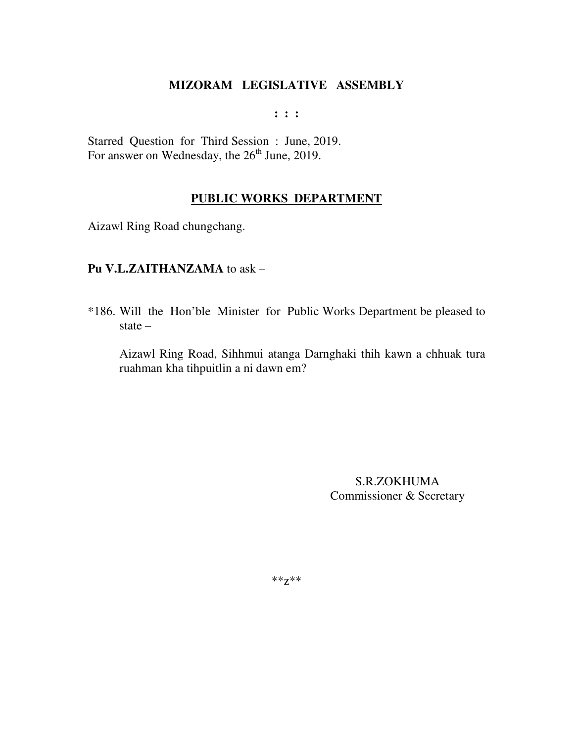# MIZORAM LEGISLATIVE ASSEMBLY

: : :

Starred Question for Third Session : June, 2019.
For answer on Wednesday, the 26th June, 2019.

## PUBLIC WORKS DEPARTMENT

Aizawl Ring Road chungchang.

**Pu V.L.ZAITHANZAMA** to ask –

*186. Will the Hon'ble Minister for Public Works Department be pleased to state –

Aizawl Ring Road, Sihhmui atanga Darnghaki thih kawn a chhuak tura ruahman kha tihpuitlin a ni dawn em?

S.R.ZOKHUMA
Commissioner & Secretary

**z**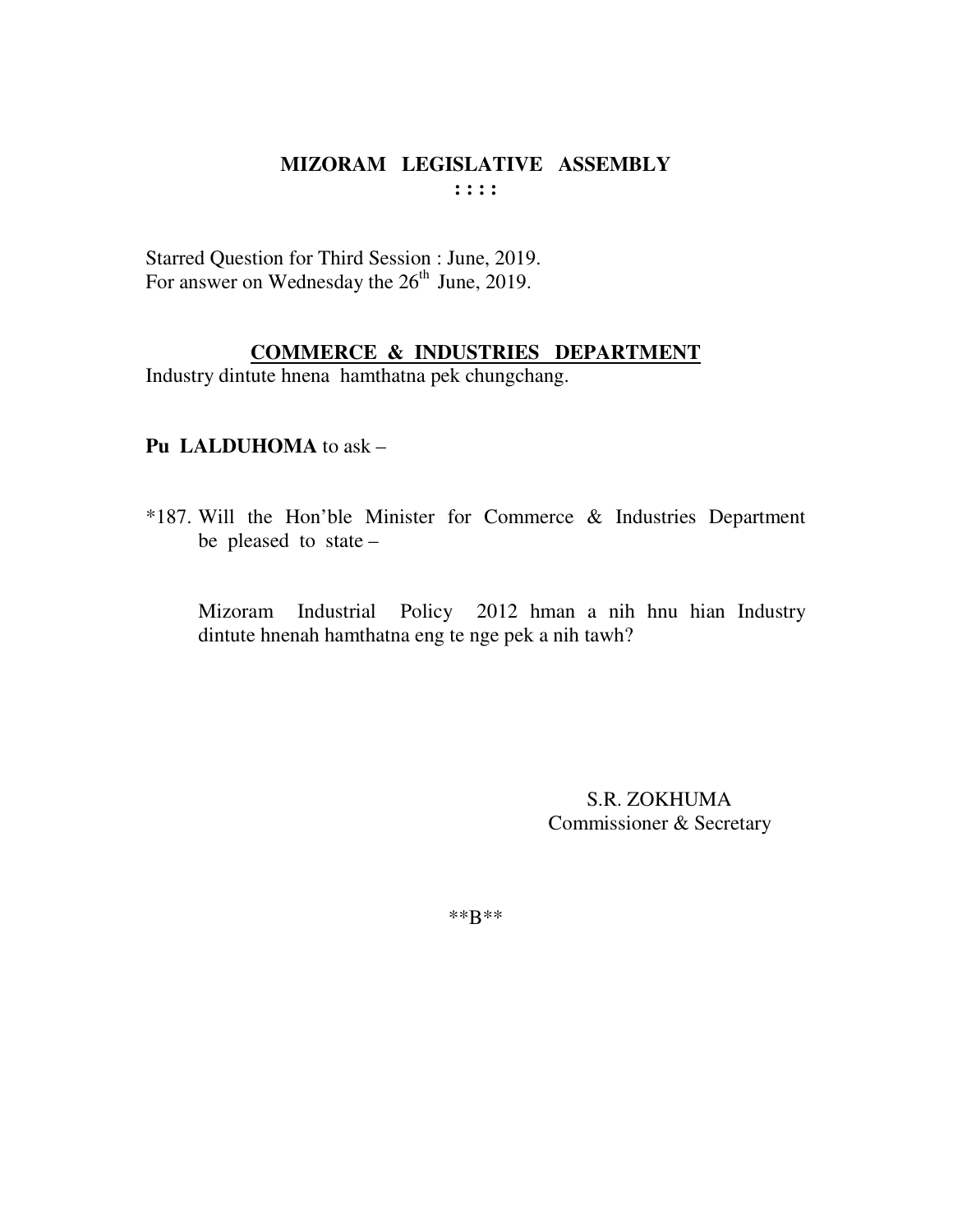# MIZORAM LEGISLATIVE ASSEMBLY

**: : : :**

Starred Question for Third Session : June, 2019.
For answer on Wednesday the 26th June, 2019.

## COMMERCE & INDUSTRIES DEPARTMENT

Industry dintute hnena hamthatna pek chungchang.

**Pu LALDUHOMA** to ask –

*187. Will the Hon'ble Minister for Commerce & Industries Department be pleased to state –

Mizoram Industrial Policy 2012 hman a nih hnu hian Industry dintute hnenah hamthatna eng te nge pek a nih tawh?

S.R. ZOKHUMA
Commissioner & Secretary

**B**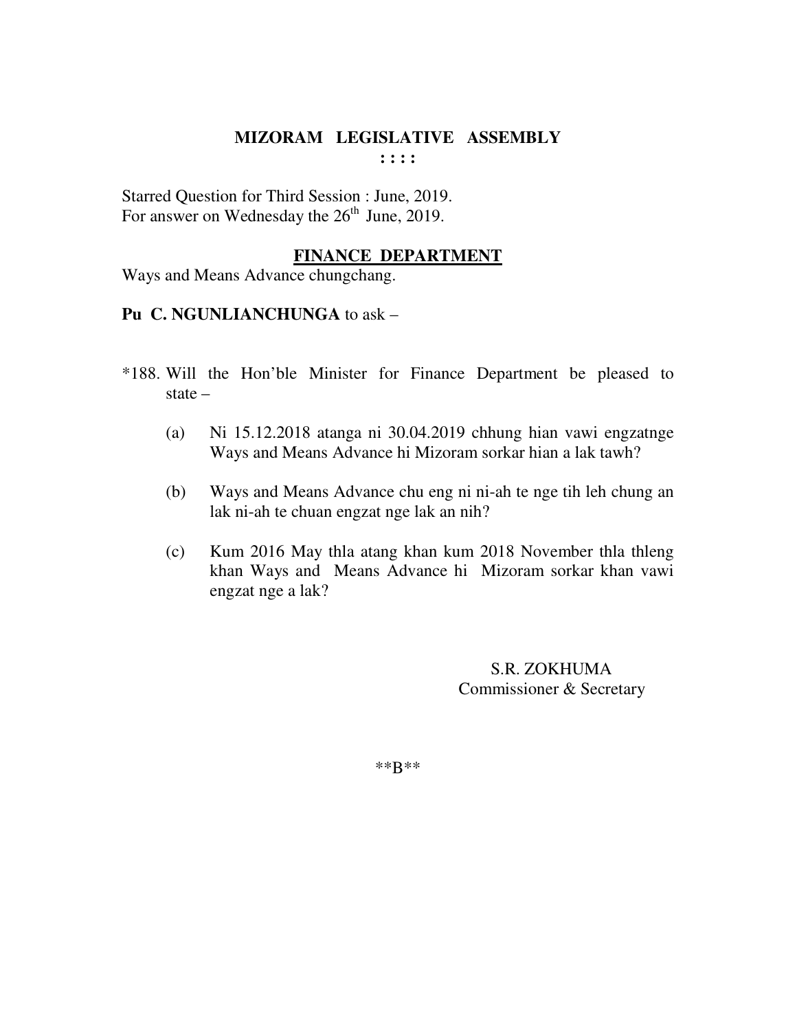# MIZORAM LEGISLATIVE ASSEMBLY

: : : :

Starred Question for Third Session : June, 2019.
For answer on Wednesday the 26th June, 2019.

## FINANCE DEPARTMENT

Ways and Means Advance chungchang.

**Pu C. NGUNLIANCHUNGA** to ask –

*188. Will the Hon'ble Minister for Finance Department be pleased to state –

(a) Ni 15.12.2018 atanga ni 30.04.2019 chhung hian vawi engzatnge Ways and Means Advance hi Mizoram sorkar hian a lak tawh?

(b) Ways and Means Advance chu eng ni ni-ah te nge tih leh chung an lak ni-ah te chuan engzat nge lak an nih?

(c) Kum 2016 May thla atang khan kum 2018 November thla thleng khan Ways and Means Advance hi Mizoram sorkar khan vawi engzat nge a lak?

S.R. ZOKHUMA
Commissioner & Secretary

\*\*B\*\*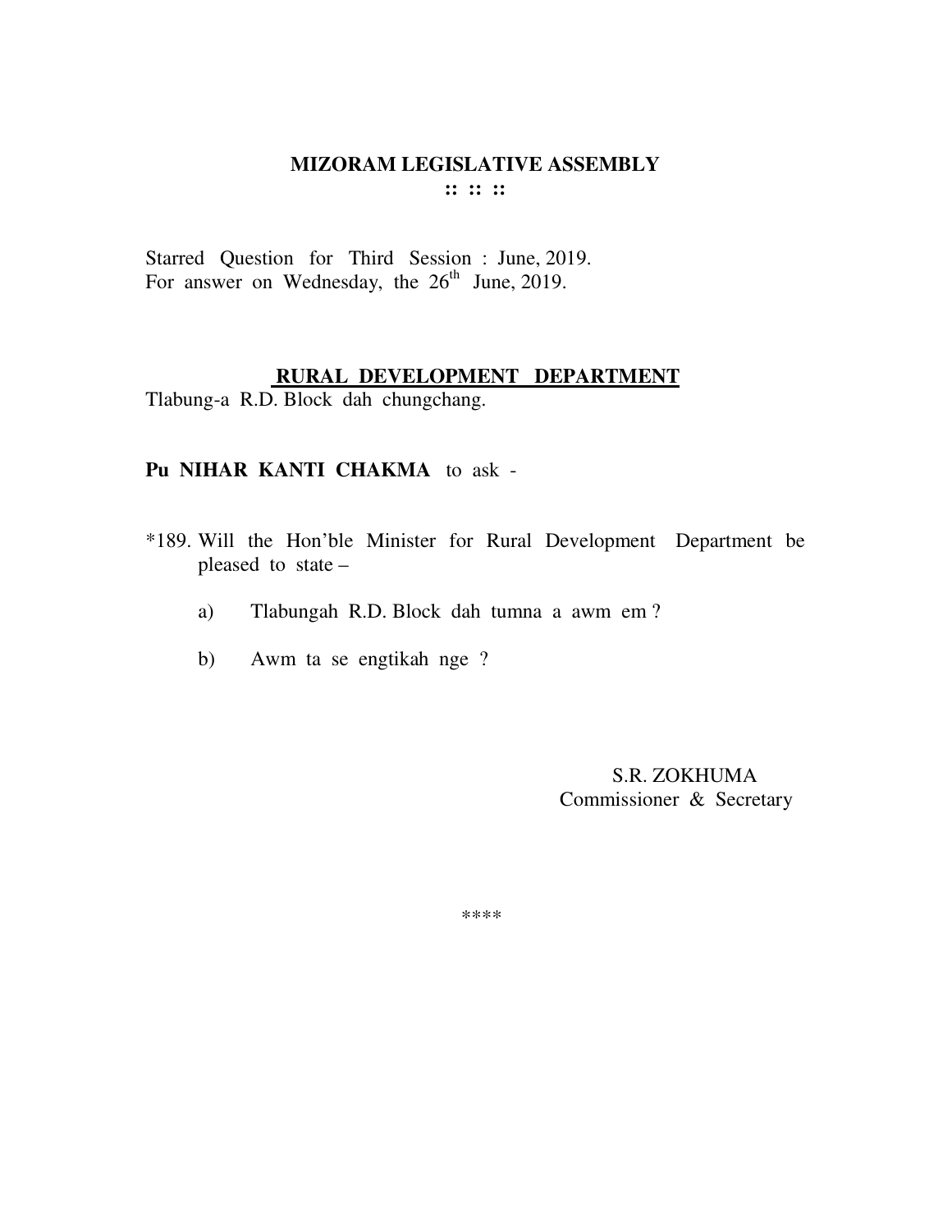# MIZORAM LEGISLATIVE ASSEMBLY

**:: :: ::**

Starred Question for Third Session : June, 2019.
For answer on Wednesday, the 26th June, 2019.

## RURAL DEVELOPMENT DEPARTMENT

Tlabung-a R.D. Block dah chungchang.

**Pu NIHAR KANTI CHAKMA** to ask -

*189. Will the Hon'ble Minister for Rural Development Department be pleased to state –

a) Tlabungah R.D. Block dah tumna a awm em ?

b) Awm ta se engtikah nge ?

S.R. ZOKHUMA
Commissioner & Secretary

****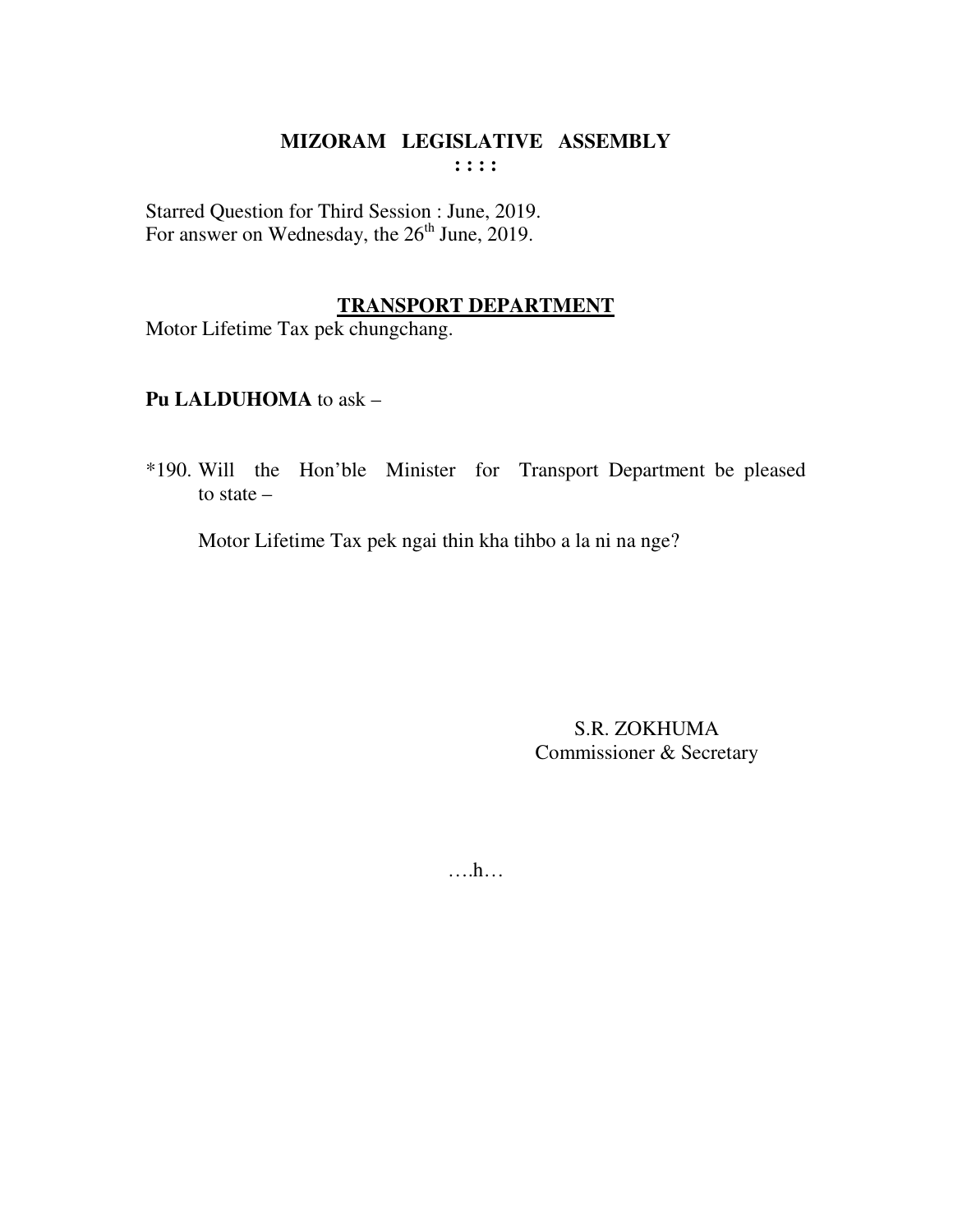**MIZORAM LEGISLATIVE ASSEMBLY**

**: : : :**

Starred Question for Third Session : June, 2019.
For answer on Wednesday, the 26th June, 2019.

**TRANSPORT DEPARTMENT**

Motor Lifetime Tax pek chungchang.

**Pu LALDUHOMA** to ask –

*190. Will the Hon'ble Minister for Transport Department be pleased to state –

Motor Lifetime Tax pek ngai thin kha tihbo a la ni na nge?

S.R. ZOKHUMA
Commissioner & Secretary

….h…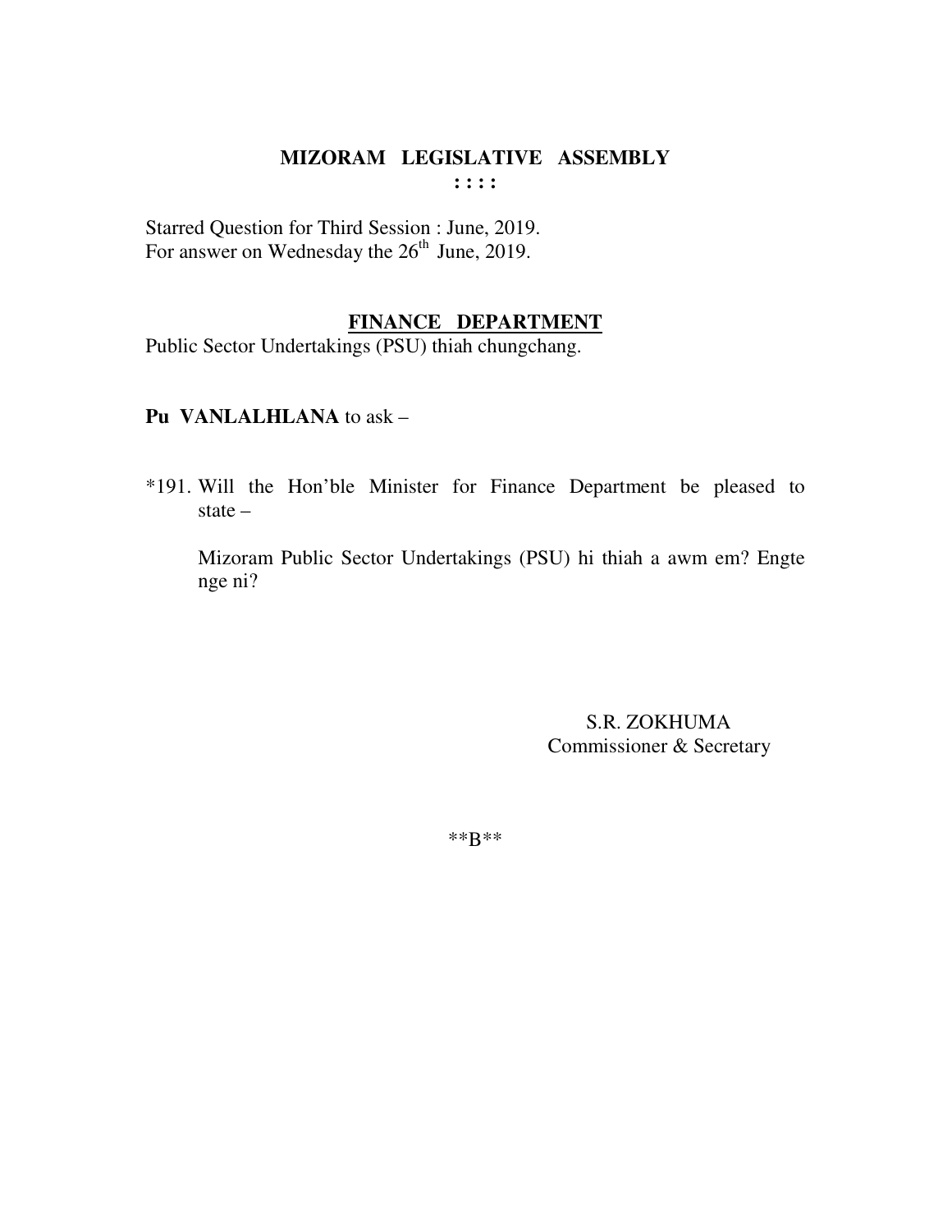# MIZORAM LEGISLATIVE ASSEMBLY

: : : :

Starred Question for Third Session : June, 2019.
For answer on Wednesday the 26th June, 2019.

## FINANCE DEPARTMENT

Public Sector Undertakings (PSU) thiah chungchang.

**Pu VANLALHLANA** to ask –

*191. Will the Hon'ble Minister for Finance Department be pleased to state –

Mizoram Public Sector Undertakings (PSU) hi thiah a awm em? Engte nge ni?

S.R. ZOKHUMA
Commissioner & Secretary

**B**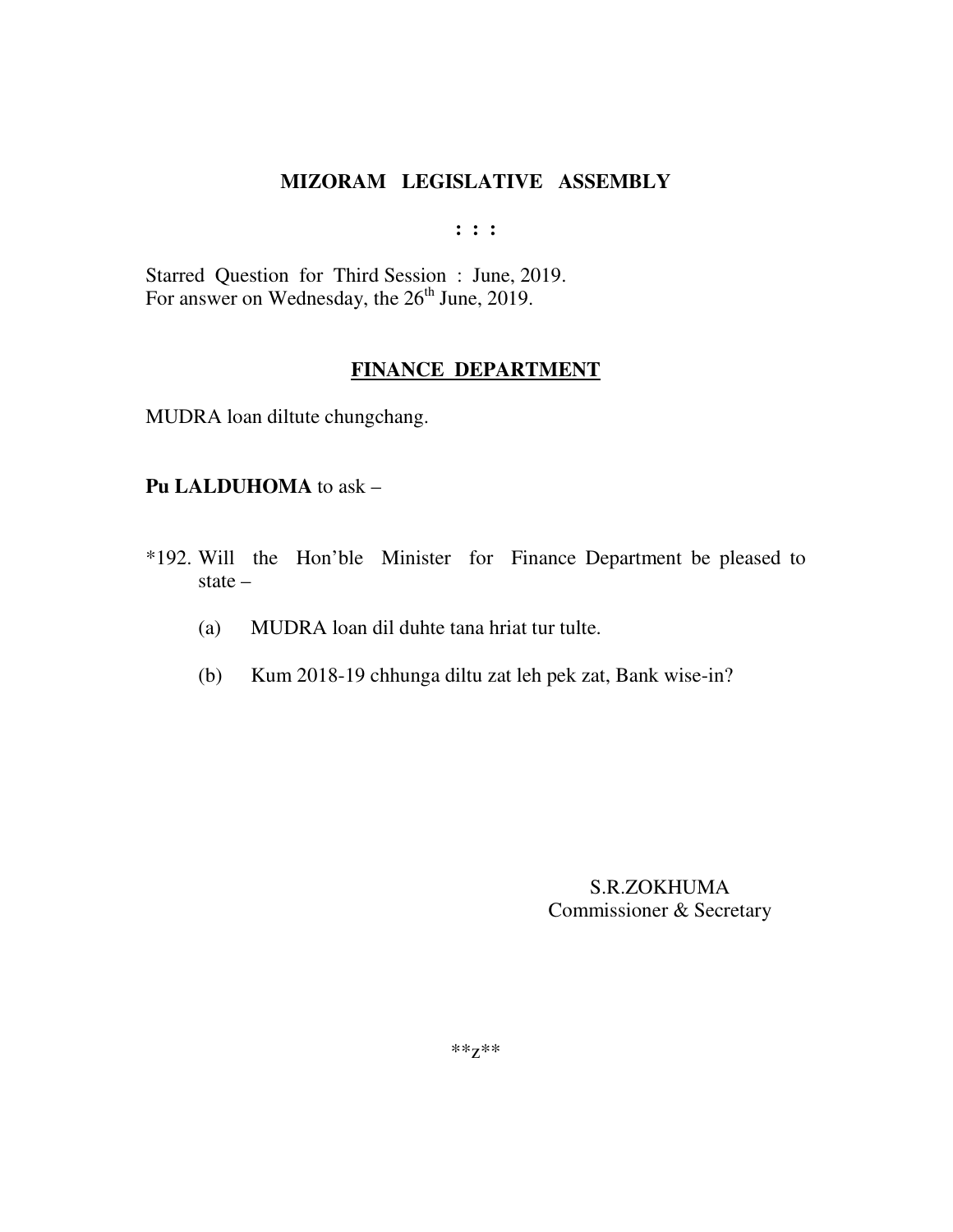# MIZORAM LEGISLATIVE ASSEMBLY

: : :

Starred Question for Third Session : June, 2019.
For answer on Wednesday, the 26th June, 2019.

## FINANCE DEPARTMENT

MUDRA loan diltute chungchang.

**Pu LALDUHOMA** to ask –

*192. Will the Hon'ble Minister for Finance Department be pleased to state –

(a) MUDRA loan dil duhte tana hriat tur tulte.

(b) Kum 2018-19 chhunga diltu zat leh pek zat, Bank wise-in?

S.R.ZOKHUMA
Commissioner & Secretary

**z**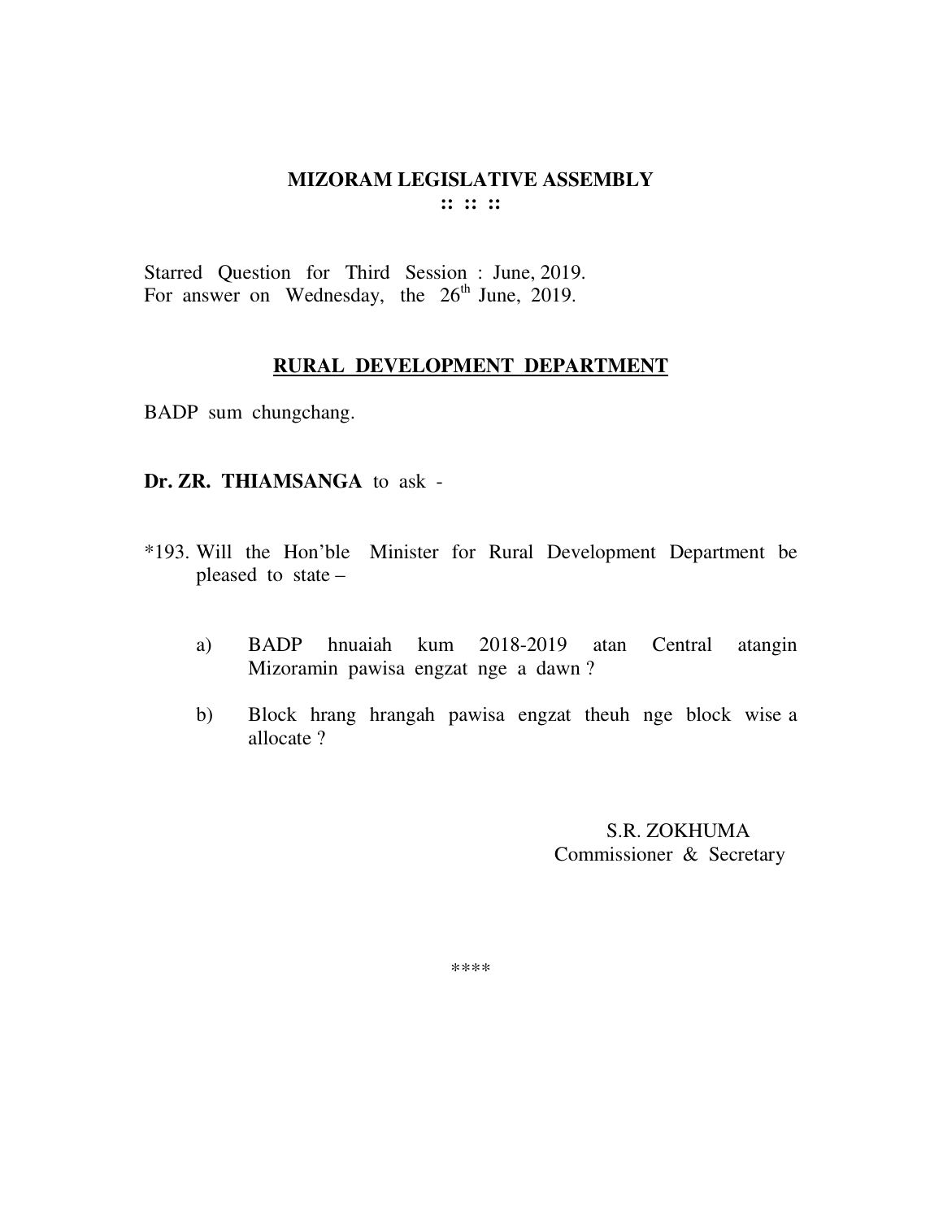# MIZORAM LEGISLATIVE ASSEMBLY

:: :: ::

Starred Question for Third Session : June, 2019.
For answer on Wednesday, the 26th June, 2019.

## RURAL DEVELOPMENT DEPARTMENT

BADP sum chungchang.

**Dr. ZR. THIAMSANGA** to ask -

*193. Will the Hon'ble Minister for Rural Development Department be pleased to state –

a) BADP hnuaiah kum 2018-2019 atan Central atangin Mizoramin pawisa engzat nge a dawn ?

b) Block hrang hrangah pawisa engzat theuh nge block wise a allocate ?

S.R. ZOKHUMA
Commissioner & Secretary

****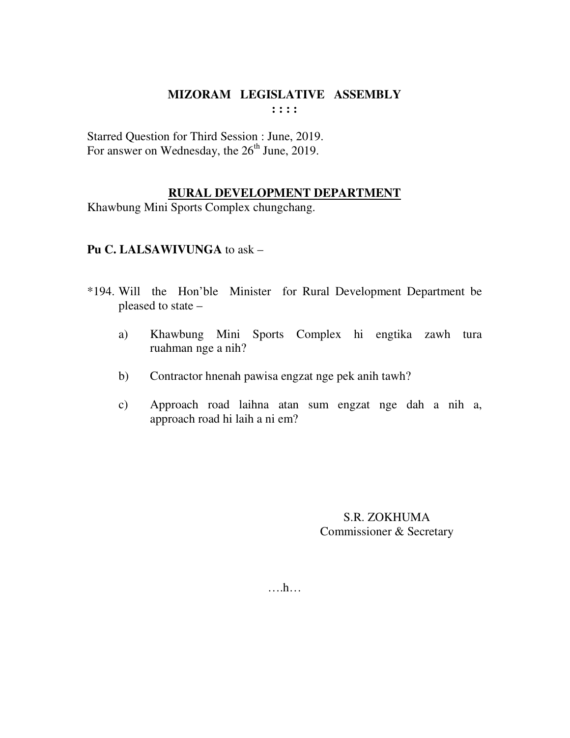# MIZORAM LEGISLATIVE ASSEMBLY

**: : : :**

Starred Question for Third Session : June, 2019.
For answer on Wednesday, the 26th June, 2019.

## RURAL DEVELOPMENT DEPARTMENT

Khawbung Mini Sports Complex chungchang.

**Pu C. LALSAWIVUNGA** to ask –

*194. Will the Hon'ble Minister for Rural Development Department be pleased to state –

a) Khawbung Mini Sports Complex hi engtika zawh tura ruahman nge a nih?

b) Contractor hnenah pawisa engzat nge pek anih tawh?

c) Approach road laihna atan sum engzat nge dah a nih a, approach road hi laih a ni em?

S.R. ZOKHUMA
Commissioner & Secretary

….h…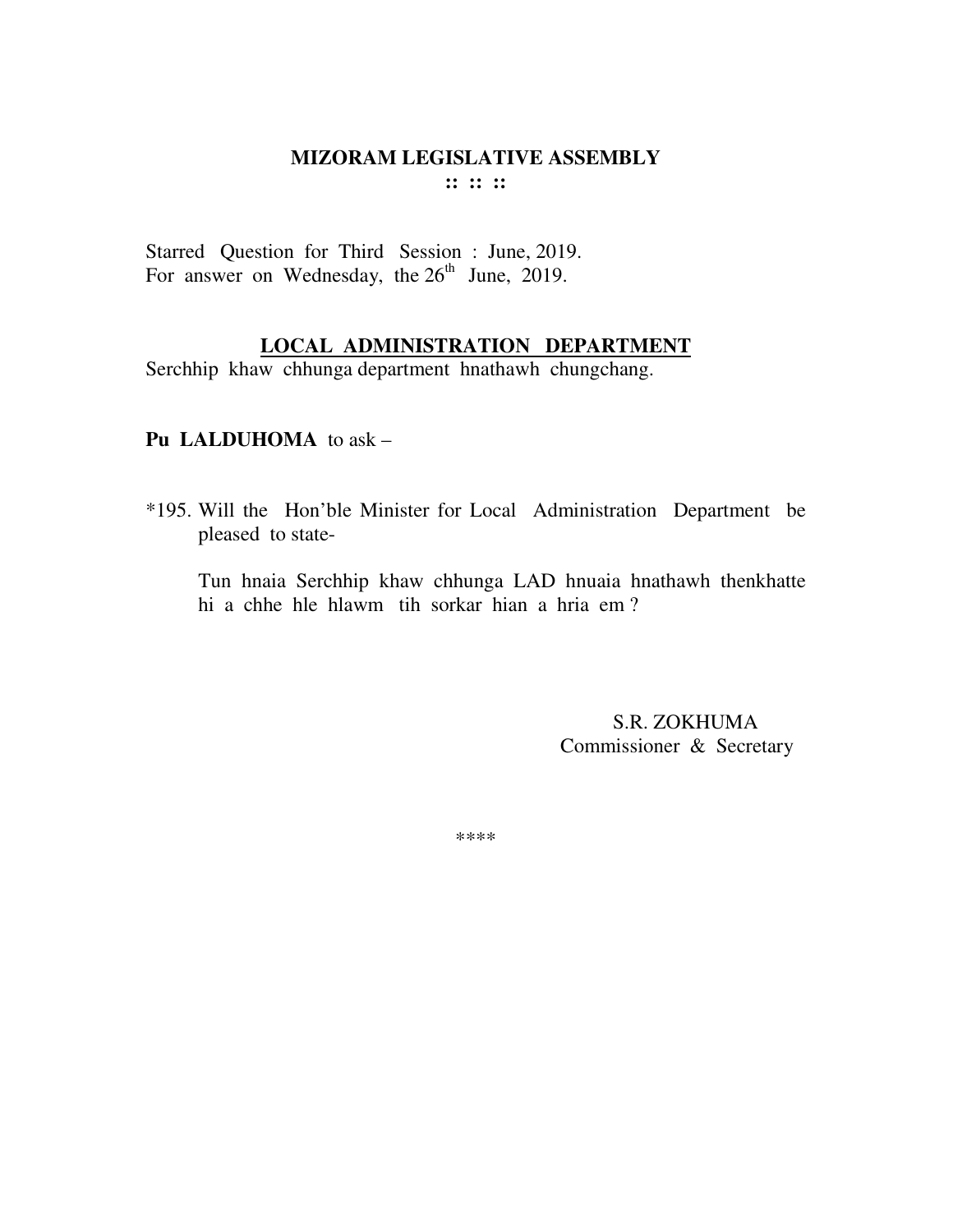**MIZORAM LEGISLATIVE ASSEMBLY**

**:: :: ::**

Starred Question for Third Session : June, 2019.
For answer on Wednesday, the 26th June, 2019.

**LOCAL ADMINISTRATION DEPARTMENT**

Serchhip khaw chhunga department hnathawh chungchang.

**Pu LALDUHOMA** to ask –

*195. Will the Hon'ble Minister for Local Administration Department be pleased to state-

Tun hnaia Serchhip khaw chhunga LAD hnuaia hnathawh thenkhatte hi a chhe hle hlawm tih sorkar hian a hria em ?

S.R. ZOKHUMA
Commissioner & Secretary

****